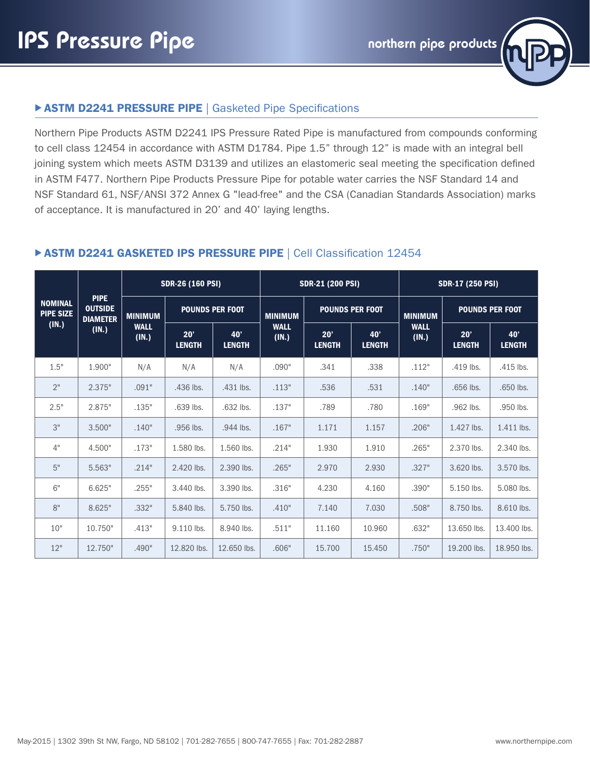# IPS Pressure Pipe

northern pipe products

## ▶ ASTM D2241 PRESSURE PIPE | Gasketed Pipe Specifications

Northern Pipe Products ASTM D2241 IPS Pressure Rated Pipe is manufactured from compounds conforming to cell class 12454 in accordance with ASTM D1784. Pipe 1.5" through 12" is made with an integral bell joining system which meets ASTM D3139 and utilizes an elastomeric seal meeting the specification defined in ASTM F477. Northern Pipe Products Pressure Pipe for potable water carries the NSF Standard 14 and NSF Standard 61, NSF/ANSI 372 Annex G "lead-free" and the CSA (Canadian Standards Association) marks of acceptance. It is manufactured in 20' and 40' laying lengths.

## ▶ ASTM D2241 GASKETED IPS PRESSURE PIPE | Cell Classification 12454

| NOMINAL PIPE SIZE (IN.) | PIPE OUTSIDE DIAMETER (IN.) | SDR-26 (160 PSI) | | | SDR-21 (200 PSI) | | | SDR-17 (250 PSI) | | |
|---|---|---|---|---|---|---|---|---|---|---|
| | | MINIMUM WALL (IN.) | POUNDS PER FOOT | | MINIMUM WALL (IN.) | POUNDS PER FOOT | | MINIMUM WALL (IN.) | POUNDS PER FOOT | |
| | | | 20' LENGTH | 40' LENGTH | | 20' LENGTH | 40' LENGTH | | 20' LENGTH | 40' LENGTH |
| 1.5" | 1.900" | N/A | N/A | N/A | .090" | .341 | .338 | .112" | .419 lbs. | .415 lbs. |
| 2" | 2.375" | .091" | .436 lbs. | .431 lbs. | .113" | .536 | .531 | .140" | .656 lbs. | .650 lbs. |
| 2.5" | 2.875" | .135" | .639 lbs. | .632 lbs. | .137" | .789 | .780 | .169" | .962 lbs. | .950 lbs. |
| 3" | 3.500" | .140" | .956 lbs. | .944 lbs. | .167" | 1.171 | 1.157 | .206" | 1.427 lbs. | 1.411 lbs. |
| 4" | 4.500" | .173" | 1.580 lbs. | 1.560 lbs. | .214" | 1.930 | 1.910 | .265" | 2.370 lbs. | 2.340 lbs. |
| 5" | 5.563" | .214" | 2.420 lbs. | 2.390 lbs. | .265" | 2.970 | 2.930 | .327" | 3.620 lbs. | 3.570 lbs. |
| 6" | 6.625" | .255" | 3.440 lbs. | 3.390 lbs. | .316" | 4.230 | 4.160 | .390" | 5.150 lbs. | 5.080 lbs. |
| 8" | 8.625" | .332" | 5.840 lbs. | 5.750 lbs. | .410" | 7.140 | 7.030 | .508" | 8.750 lbs. | 8.610 lbs. |
| 10" | 10.750" | .413" | 9.110 lbs. | 8.940 lbs. | .511" | 11.160 | 10.960 | .632" | 13.650 lbs. | 13.400 lbs. |
| 12" | 12.750" | .490" | 12.820 lbs. | 12.650 lbs. | .606" | 15.700 | 15.450 | .750" | 19.200 lbs. | 18.950 lbs. |

May-2015 | 1302 39th St NW, Fargo, ND 58102 | 701-282-7655 | 800-747-7655 | Fax: 701-282-2887

www.northernpipe.com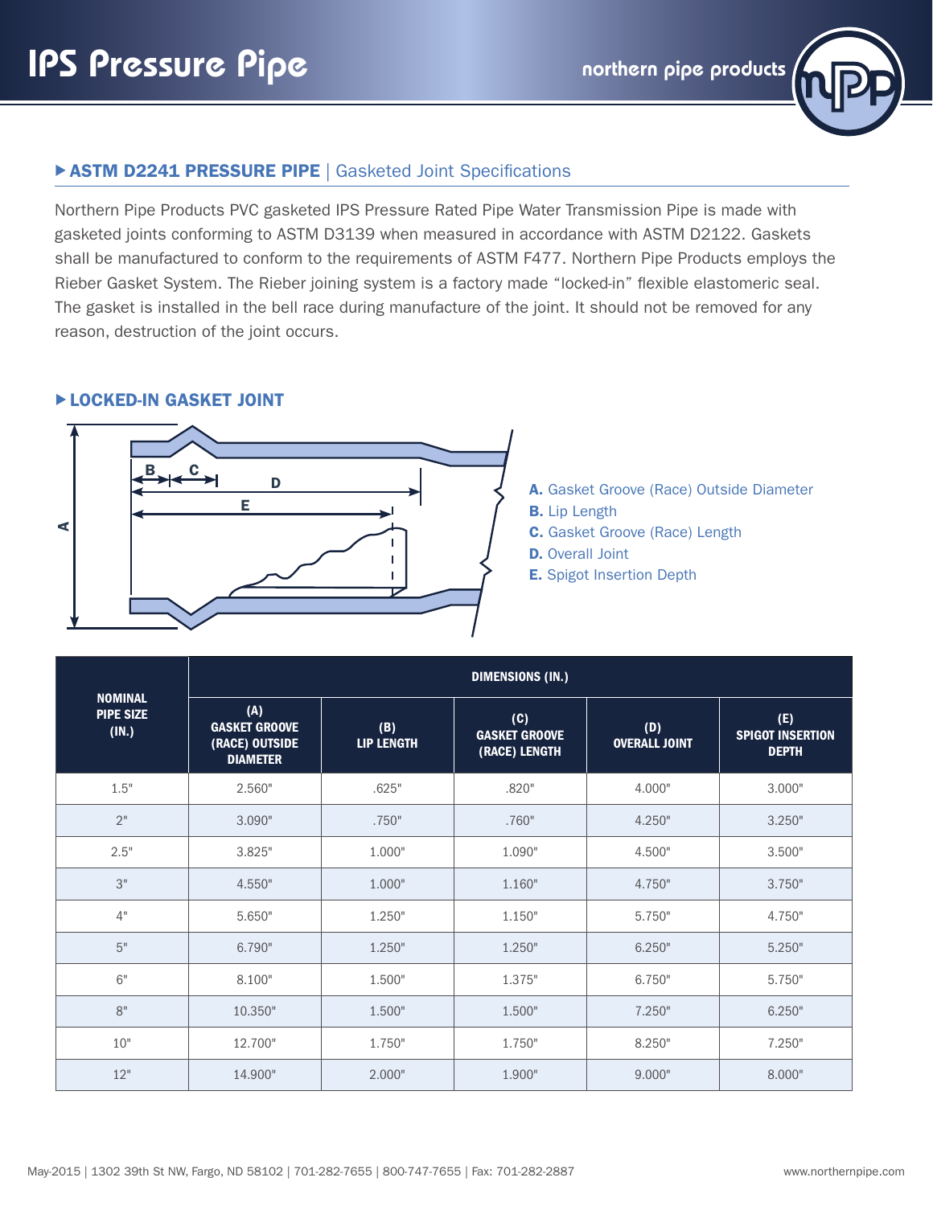# IPS Pressure Pipe

## ▸ASTM D2241 PRESSURE PIPE | Gasketed Joint Specifications

Northern Pipe Products PVC gasketed IPS Pressure Rated Pipe Water Transmission Pipe is made with gasketed joints conforming to ASTM D3139 when measured in accordance with ASTM D2122. Gaskets shall be manufactured to conform to the requirements of ASTM F477. Northern Pipe Products employs the Rieber Gasket System. The Rieber joining system is a factory made "locked-in" flexible elastomeric seal. The gasket is installed in the bell race during manufacture of the joint. It should not be removed for any reason, destruction of the joint occurs.

## ▸LOCKED-IN GASKET JOINT

**A.** Gasket Groove (Race) Outside Diameter
**B.** Lip Length
**C.** Gasket Groove (Race) Length
**D.** Overall Joint
**E.** Spigot Insertion Depth

| NOMINAL PIPE SIZE (IN.) | DIMENSIONS (IN.) | | | | |
|---|---|---|---|---|---|
| | (A) GASKET GROOVE (RACE) OUTSIDE DIAMETER | (B) LIP LENGTH | (C) GASKET GROOVE (RACE) LENGTH | (D) OVERALL JOINT | (E) SPIGOT INSERTION DEPTH |
| 1.5" | 2.560" | .625" | .820" | 4.000" | 3.000" |
| 2" | 3.090" | .750" | .760" | 4.250" | 3.250" |
| 2.5" | 3.825" | 1.000" | 1.090" | 4.500" | 3.500" |
| 3" | 4.550" | 1.000" | 1.160" | 4.750" | 3.750" |
| 4" | 5.650" | 1.250" | 1.150" | 5.750" | 4.750" |
| 5" | 6.790" | 1.250" | 1.250" | 6.250" | 5.250" |
| 6" | 8.100" | 1.500" | 1.375" | 6.750" | 5.750" |
| 8" | 10.350" | 1.500" | 1.500" | 7.250" | 6.250" |
| 10" | 12.700" | 1.750" | 1.750" | 8.250" | 7.250" |
| 12" | 14.900" | 2.000" | 1.900" | 9.000" | 8.000" |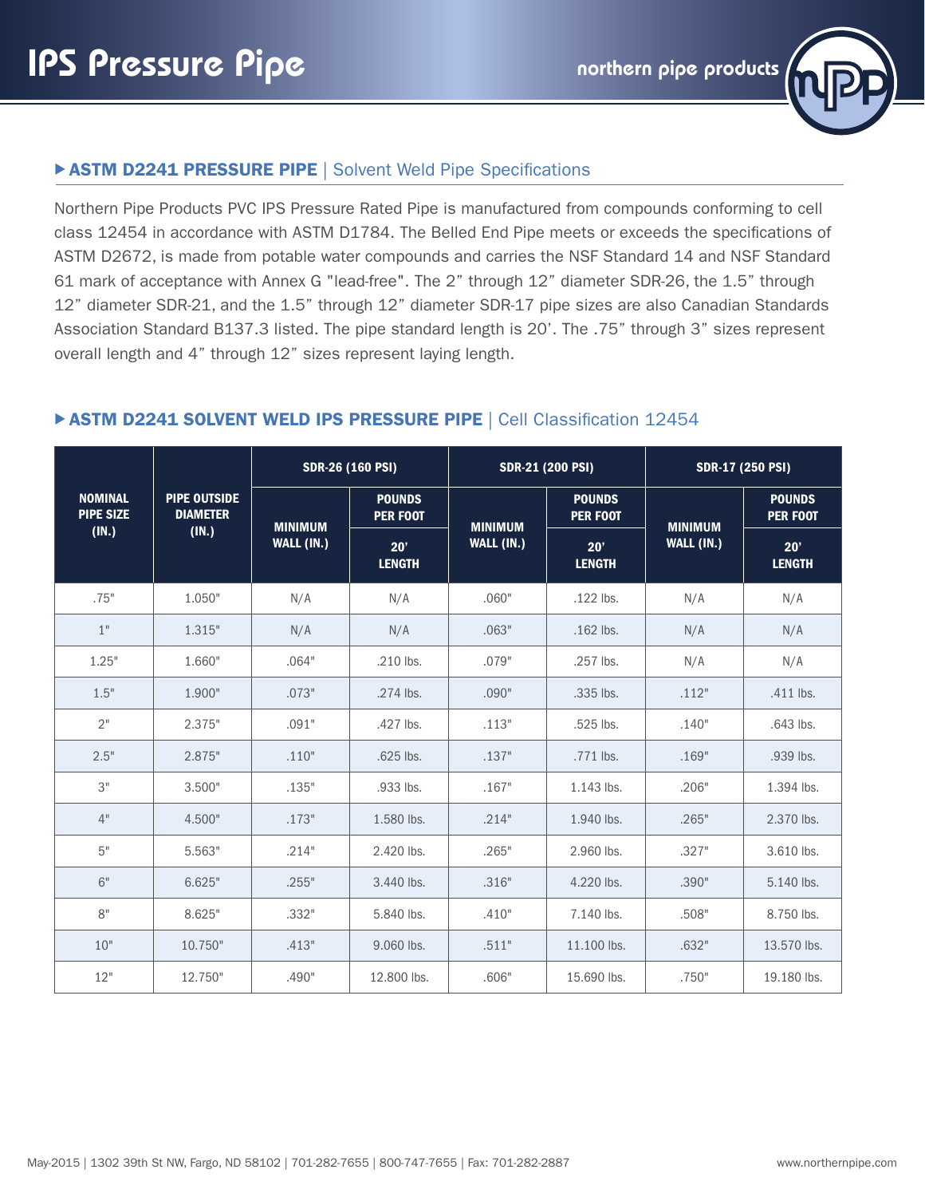# IPS Pressure Pipe

## ▶ ASTM D2241 PRESSURE PIPE | Solvent Weld Pipe Specifications

Northern Pipe Products PVC IPS Pressure Rated Pipe is manufactured from compounds conforming to cell class 12454 in accordance with ASTM D1784. The Belled End Pipe meets or exceeds the specifications of ASTM D2672, is made from potable water compounds and carries the NSF Standard 14 and NSF Standard 61 mark of acceptance with Annex G "lead-free". The 2" through 12" diameter SDR-26, the 1.5" through 12" diameter SDR-21, and the 1.5" through 12" diameter SDR-17 pipe sizes are also Canadian Standards Association Standard B137.3 listed. The pipe standard length is 20'. The .75" through 3" sizes represent overall length and 4" through 12" sizes represent laying length.

## ▶ ASTM D2241 SOLVENT WELD IPS PRESSURE PIPE | Cell Classification 12454

| NOMINAL PIPE SIZE (IN.) | PIPE OUTSIDE DIAMETER (IN.) | SDR-26 (160 PSI) | | SDR-21 (200 PSI) | | SDR-17 (250 PSI) | |
|---|---|---|---|---|---|---|---|
| | | MINIMUM WALL (IN.) | POUNDS PER FOOT 20' LENGTH | MINIMUM WALL (IN.) | POUNDS PER FOOT 20' LENGTH | MINIMUM WALL (IN.) | POUNDS PER FOOT 20' LENGTH |
| .75" | 1.050" | N/A | N/A | .060" | .122 lbs. | N/A | N/A |
| 1" | 1.315" | N/A | N/A | .063" | .162 lbs. | N/A | N/A |
| 1.25" | 1.660" | .064" | .210 lbs. | .079" | .257 lbs. | N/A | N/A |
| 1.5" | 1.900" | .073" | .274 lbs. | .090" | .335 lbs. | .112" | .411 lbs. |
| 2" | 2.375" | .091" | .427 lbs. | .113" | .525 lbs. | .140" | .643 lbs. |
| 2.5" | 2.875" | .110" | .625 lbs. | .137" | .771 lbs. | .169" | .939 lbs. |
| 3" | 3.500" | .135" | .933 lbs. | .167" | 1.143 lbs. | .206" | 1.394 lbs. |
| 4" | 4.500" | .173" | 1.580 lbs. | .214" | 1.940 lbs. | .265" | 2.370 lbs. |
| 5" | 5.563" | .214" | 2.420 lbs. | .265" | 2.960 lbs. | .327" | 3.610 lbs. |
| 6" | 6.625" | .255" | 3.440 lbs. | .316" | 4.220 lbs. | .390" | 5.140 lbs. |
| 8" | 8.625" | .332" | 5.840 lbs. | .410" | 7.140 lbs. | .508" | 8.750 lbs. |
| 10" | 10.750" | .413" | 9.060 lbs. | .511" | 11.100 lbs. | .632" | 13.570 lbs. |
| 12" | 12.750" | .490" | 12.800 lbs. | .606" | 15.690 lbs. | .750" | 19.180 lbs. |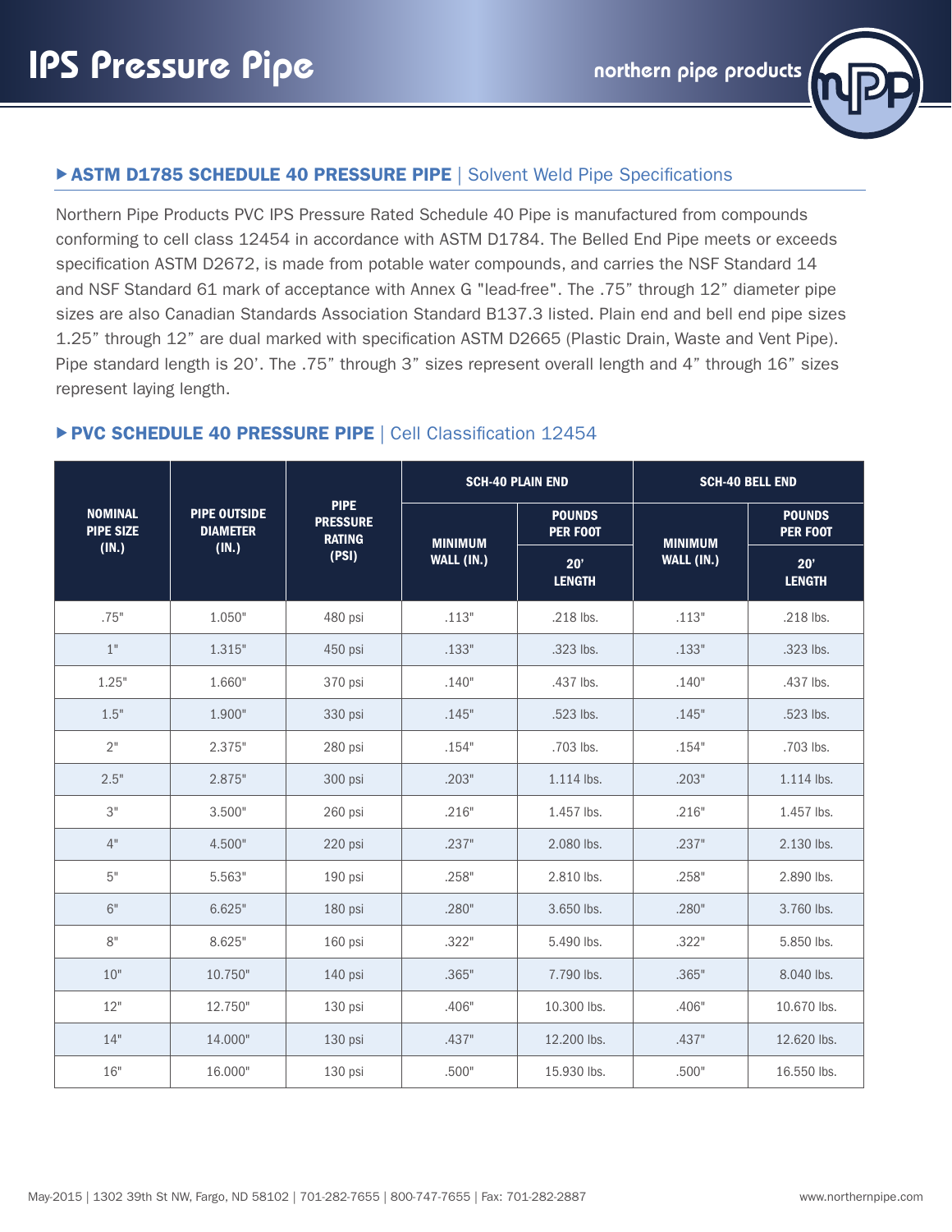# IPS Pressure Pipe

## ▶ ASTM D1785 SCHEDULE 40 PRESSURE PIPE | Solvent Weld Pipe Specifications

Northern Pipe Products PVC IPS Pressure Rated Schedule 40 Pipe is manufactured from compounds conforming to cell class 12454 in accordance with ASTM D1784. The Belled End Pipe meets or exceeds specification ASTM D2672, is made from potable water compounds, and carries the NSF Standard 14 and NSF Standard 61 mark of acceptance with Annex G "lead-free". The .75" through 12" diameter pipe sizes are also Canadian Standards Association Standard B137.3 listed. Plain end and bell end pipe sizes 1.25" through 12" are dual marked with specification ASTM D2665 (Plastic Drain, Waste and Vent Pipe). Pipe standard length is 20'. The .75" through 3" sizes represent overall length and 4" through 16" sizes represent laying length.

## ▶ PVC SCHEDULE 40 PRESSURE PIPE | Cell Classification 12454

| NOMINAL PIPE SIZE (IN.) | PIPE OUTSIDE DIAMETER (IN.) | PIPE PRESSURE RATING (PSI) | SCH-40 PLAIN END | | SCH-40 BELL END | |
|---|---|---|---|---|---|---|
| | | | MINIMUM WALL (IN.) | POUNDS PER FOOT 20' LENGTH | MINIMUM WALL (IN.) | POUNDS PER FOOT 20' LENGTH |
| .75" | 1.050" | 480 psi | .113" | .218 lbs. | .113" | .218 lbs. |
| 1" | 1.315" | 450 psi | .133" | .323 lbs. | .133" | .323 lbs. |
| 1.25" | 1.660" | 370 psi | .140" | .437 lbs. | .140" | .437 lbs. |
| 1.5" | 1.900" | 330 psi | .145" | .523 lbs. | .145" | .523 lbs. |
| 2" | 2.375" | 280 psi | .154" | .703 lbs. | .154" | .703 lbs. |
| 2.5" | 2.875" | 300 psi | .203" | 1.114 lbs. | .203" | 1.114 lbs. |
| 3" | 3.500" | 260 psi | .216" | 1.457 lbs. | .216" | 1.457 lbs. |
| 4" | 4.500" | 220 psi | .237" | 2.080 lbs. | .237" | 2.130 lbs. |
| 5" | 5.563" | 190 psi | .258" | 2.810 lbs. | .258" | 2.890 lbs. |
| 6" | 6.625" | 180 psi | .280" | 3.650 lbs. | .280" | 3.760 lbs. |
| 8" | 8.625" | 160 psi | .322" | 5.490 lbs. | .322" | 5.850 lbs. |
| 10" | 10.750" | 140 psi | .365" | 7.790 lbs. | .365" | 8.040 lbs. |
| 12" | 12.750" | 130 psi | .406" | 10.300 lbs. | .406" | 10.670 lbs. |
| 14" | 14.000" | 130 psi | .437" | 12.200 lbs. | .437" | 12.620 lbs. |
| 16" | 16.000" | 130 psi | .500" | 15.930 lbs. | .500" | 16.550 lbs. |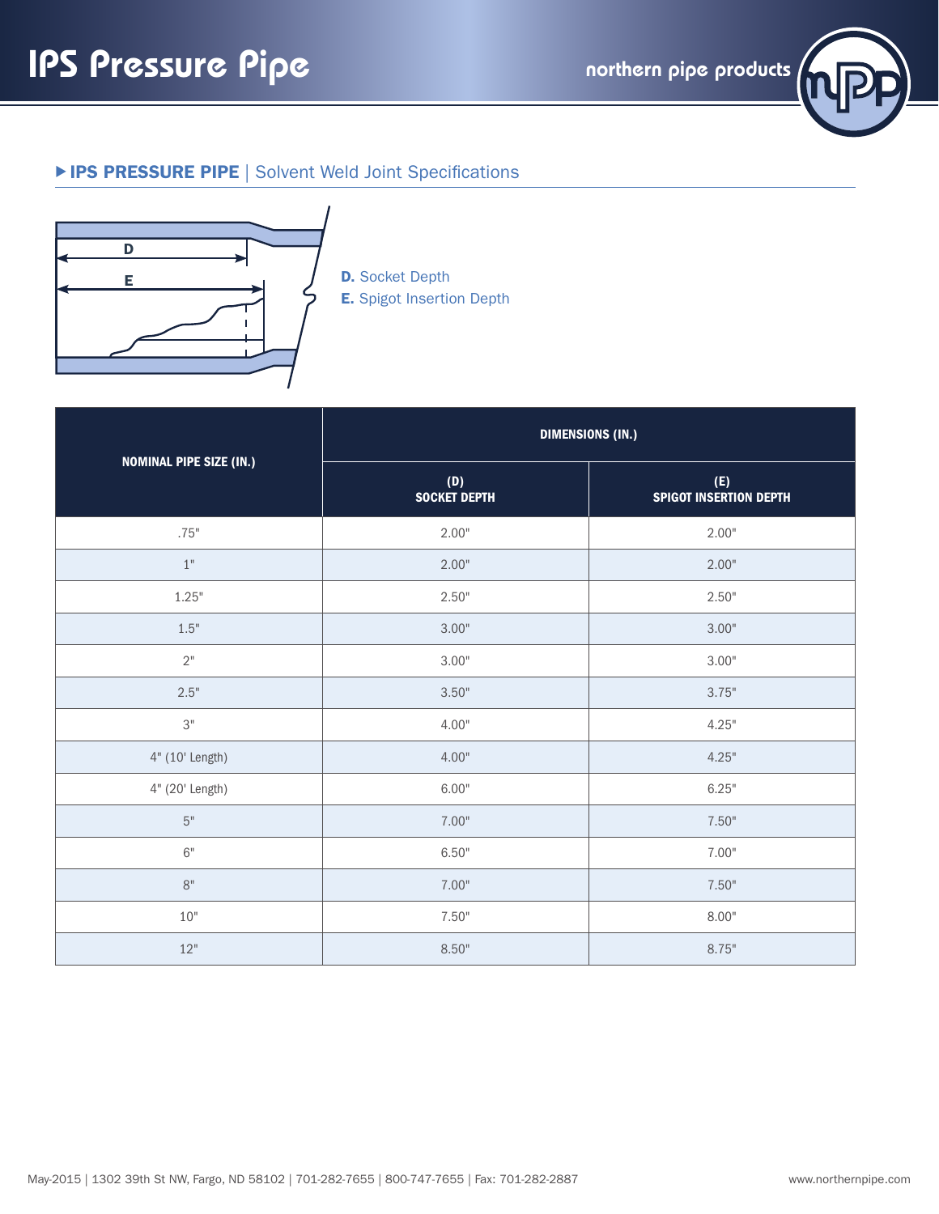# IPS Pressure Pipe

## ▶ IPS PRESSURE PIPE | Solvent Weld Joint Specifications

**D.** Socket Depth
**E.** Spigot Insertion Depth

| NOMINAL PIPE SIZE (IN.) | DIMENSIONS (IN.) | |
|---|---|---|
| | (D) SOCKET DEPTH | (E) SPIGOT INSERTION DEPTH |
| .75" | 2.00" | 2.00" |
| 1" | 2.00" | 2.00" |
| 1.25" | 2.50" | 2.50" |
| 1.5" | 3.00" | 3.00" |
| 2" | 3.00" | 3.00" |
| 2.5" | 3.50" | 3.75" |
| 3" | 4.00" | 4.25" |
| 4" (10' Length) | 4.00" | 4.25" |
| 4" (20' Length) | 6.00" | 6.25" |
| 5" | 7.00" | 7.50" |
| 6" | 6.50" | 7.00" |
| 8" | 7.00" | 7.50" |
| 10" | 7.50" | 8.00" |
| 12" | 8.50" | 8.75" |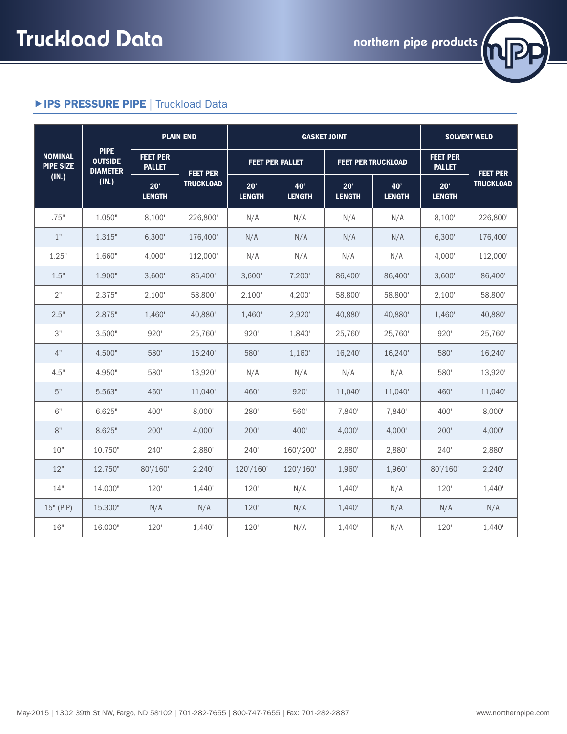# Truckload Data

northern pipe products

## ▶ IPS PRESSURE PIPE | Truckload Data

| NOMINAL PIPE SIZE (IN.) | PIPE OUTSIDE DIAMETER (IN.) | PLAIN END | | GASKET JOINT | | | | SOLVENT WELD | |
|---|---|---|---|---|---|---|---|---|---|
| | | FEET PER PALLET | FEET PER TRUCKLOAD | FEET PER PALLET | | FEET PER TRUCKLOAD | | FEET PER PALLET | FEET PER TRUCKLOAD |
| | | 20' LENGTH | | 20' LENGTH | 40' LENGTH | 20' LENGTH | 40' LENGTH | 20' LENGTH | |
| .75" | 1.050" | 8,100' | 226,800' | N/A | N/A | N/A | N/A | 8,100' | 226,800' |
| 1" | 1.315" | 6,300' | 176,400' | N/A | N/A | N/A | N/A | 6,300' | 176,400' |
| 1.25" | 1.660" | 4,000' | 112,000' | N/A | N/A | N/A | N/A | 4,000' | 112,000' |
| 1.5" | 1.900" | 3,600' | 86,400' | 3,600' | 7,200' | 86,400' | 86,400' | 3,600' | 86,400' |
| 2" | 2.375" | 2,100' | 58,800' | 2,100' | 4,200' | 58,800' | 58,800' | 2,100' | 58,800' |
| 2.5" | 2.875" | 1,460' | 40,880' | 1,460' | 2,920' | 40,880' | 40,880' | 1,460' | 40,880' |
| 3" | 3.500" | 920' | 25,760' | 920' | 1,840' | 25,760' | 25,760' | 920' | 25,760' |
| 4" | 4.500" | 580' | 16,240' | 580' | 1,160' | 16,240' | 16,240' | 580' | 16,240' |
| 4.5" | 4.950" | 580' | 13,920' | N/A | N/A | N/A | N/A | 580' | 13,920' |
| 5" | 5.563" | 460' | 11,040' | 460' | 920' | 11,040' | 11,040' | 460' | 11,040' |
| 6" | 6.625" | 400' | 8,000' | 280' | 560' | 7,840' | 7,840' | 400' | 8,000' |
| 8" | 8.625" | 200' | 4,000' | 200' | 400' | 4,000' | 4,000' | 200' | 4,000' |
| 10" | 10.750" | 240' | 2,880' | 240' | 160'/200' | 2,880' | 2,880' | 240' | 2,880' |
| 12" | 12.750" | 80'/160' | 2,240' | 120'/160' | 120'/160' | 1,960' | 1,960' | 80'/160' | 2,240' |
| 14" | 14.000" | 120' | 1,440' | 120' | N/A | 1,440' | N/A | 120' | 1,440' |
| 15" (PIP) | 15.300" | N/A | N/A | 120' | N/A | 1,440' | N/A | N/A | N/A |
| 16" | 16.000" | 120' | 1,440' | 120' | N/A | 1,440' | N/A | 120' | 1,440' |

May-2015 | 1302 39th St NW, Fargo, ND 58102 | 701-282-7655 | 800-747-7655 | Fax: 701-282-2887

www.northernpipe.com